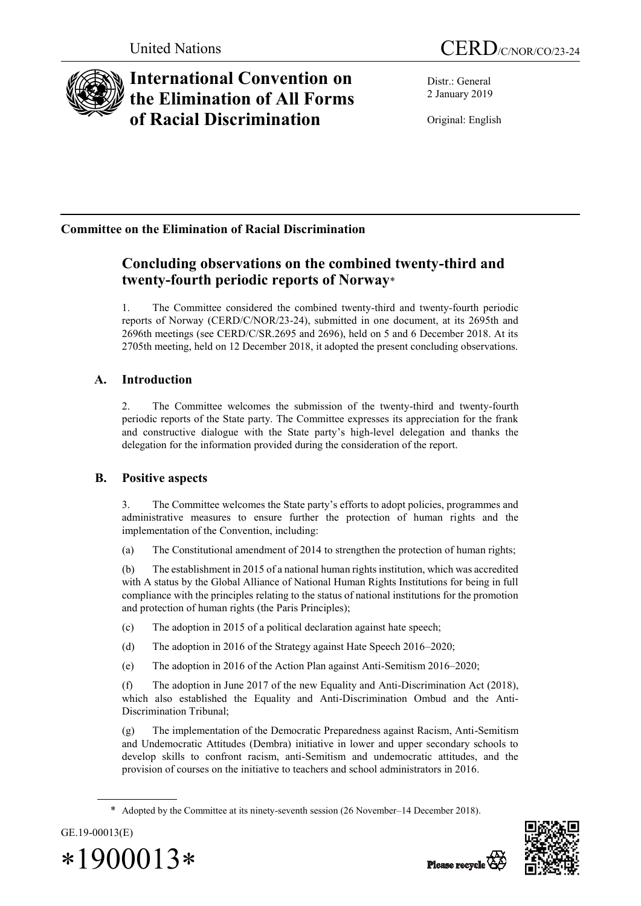United Nations

CERD/C/NOR/CO/23-24

# International Convention on the Elimination of All Forms of Racial Discrimination

Distr.: General
2 January 2019

Original: English

**Committee on the Elimination of Racial Discrimination**

## Concluding observations on the combined twenty-third and twenty-fourth periodic reports of Norway*

1. The Committee considered the combined twenty-third and twenty-fourth periodic reports of Norway (CERD/C/NOR/23-24), submitted in one document, at its 2695th and 2696th meetings (see CERD/C/SR.2695 and 2696), held on 5 and 6 December 2018. At its 2705th meeting, held on 12 December 2018, it adopted the present concluding observations.

### A. Introduction

2. The Committee welcomes the submission of the twenty-third and twenty-fourth periodic reports of the State party. The Committee expresses its appreciation for the frank and constructive dialogue with the State party's high-level delegation and thanks the delegation for the information provided during the consideration of the report.

### B. Positive aspects

3. The Committee welcomes the State party's efforts to adopt policies, programmes and administrative measures to ensure further the protection of human rights and the implementation of the Convention, including:

(a) The Constitutional amendment of 2014 to strengthen the protection of human rights;

(b) The establishment in 2015 of a national human rights institution, which was accredited with A status by the Global Alliance of National Human Rights Institutions for being in full compliance with the principles relating to the status of national institutions for the promotion and protection of human rights (the Paris Principles);

(c) The adoption in 2015 of a political declaration against hate speech;

(d) The adoption in 2016 of the Strategy against Hate Speech 2016–2020;

(e) The adoption in 2016 of the Action Plan against Anti-Semitism 2016–2020;

(f) The adoption in June 2017 of the new Equality and Anti-Discrimination Act (2018), which also established the Equality and Anti-Discrimination Ombud and the Anti-Discrimination Tribunal;

(g) The implementation of the Democratic Preparedness against Racism, Anti-Semitism and Undemocratic Attitudes (Dembra) initiative in lower and upper secondary schools to develop skills to confront racism, anti-Semitism and undemocratic attitudes, and the provision of courses on the initiative to teachers and school administrators in 2016.

---

\* Adopted by the Committee at its ninety-seventh session (26 November–14 December 2018).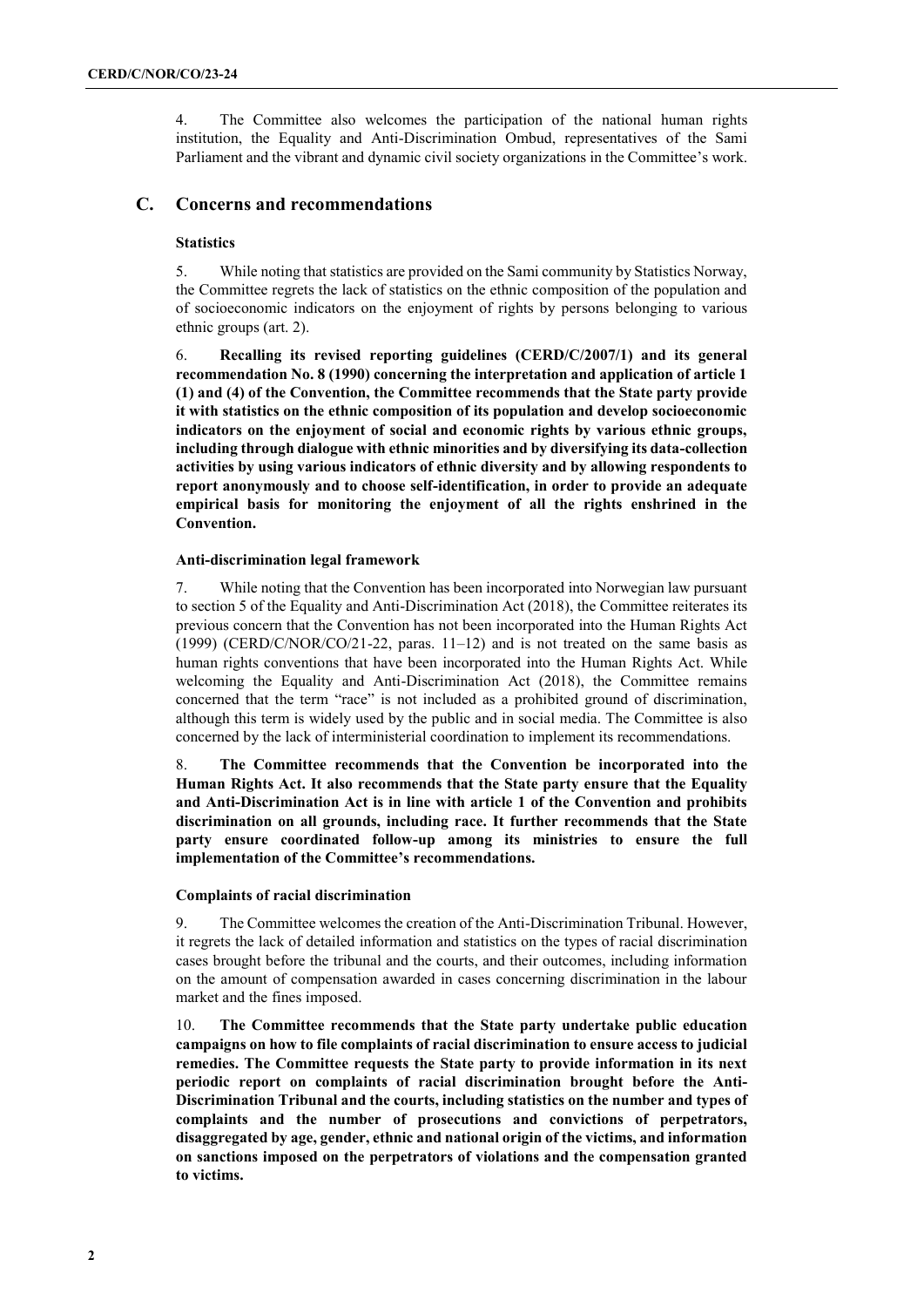4. The Committee also welcomes the participation of the national human rights institution, the Equality and Anti-Discrimination Ombud, representatives of the Sami Parliament and the vibrant and dynamic civil society organizations in the Committee's work.

## C. Concerns and recommendations

### Statistics

5. While noting that statistics are provided on the Sami community by Statistics Norway, the Committee regrets the lack of statistics on the ethnic composition of the population and of socioeconomic indicators on the enjoyment of rights by persons belonging to various ethnic groups (art. 2).

6. **Recalling its revised reporting guidelines (CERD/C/2007/1) and its general recommendation No. 8 (1990) concerning the interpretation and application of article 1 (1) and (4) of the Convention, the Committee recommends that the State party provide it with statistics on the ethnic composition of its population and develop socioeconomic indicators on the enjoyment of social and economic rights by various ethnic groups, including through dialogue with ethnic minorities and by diversifying its data-collection activities by using various indicators of ethnic diversity and by allowing respondents to report anonymously and to choose self-identification, in order to provide an adequate empirical basis for monitoring the enjoyment of all the rights enshrined in the Convention.**

### Anti-discrimination legal framework

7. While noting that the Convention has been incorporated into Norwegian law pursuant to section 5 of the Equality and Anti-Discrimination Act (2018), the Committee reiterates its previous concern that the Convention has not been incorporated into the Human Rights Act (1999) (CERD/C/NOR/CO/21-22, paras. 11–12) and is not treated on the same basis as human rights conventions that have been incorporated into the Human Rights Act. While welcoming the Equality and Anti-Discrimination Act (2018), the Committee remains concerned that the term "race" is not included as a prohibited ground of discrimination, although this term is widely used by the public and in social media. The Committee is also concerned by the lack of interministerial coordination to implement its recommendations.

8. **The Committee recommends that the Convention be incorporated into the Human Rights Act. It also recommends that the State party ensure that the Equality and Anti-Discrimination Act is in line with article 1 of the Convention and prohibits discrimination on all grounds, including race. It further recommends that the State party ensure coordinated follow-up among its ministries to ensure the full implementation of the Committee's recommendations.**

### Complaints of racial discrimination

9. The Committee welcomes the creation of the Anti-Discrimination Tribunal. However, it regrets the lack of detailed information and statistics on the types of racial discrimination cases brought before the tribunal and the courts, and their outcomes, including information on the amount of compensation awarded in cases concerning discrimination in the labour market and the fines imposed.

10. **The Committee recommends that the State party undertake public education campaigns on how to file complaints of racial discrimination to ensure access to judicial remedies. The Committee requests the State party to provide information in its next periodic report on complaints of racial discrimination brought before the Anti-Discrimination Tribunal and the courts, including statistics on the number and types of complaints and the number of prosecutions and convictions of perpetrators, disaggregated by age, gender, ethnic and national origin of the victims, and information on sanctions imposed on the perpetrators of violations and the compensation granted to victims.**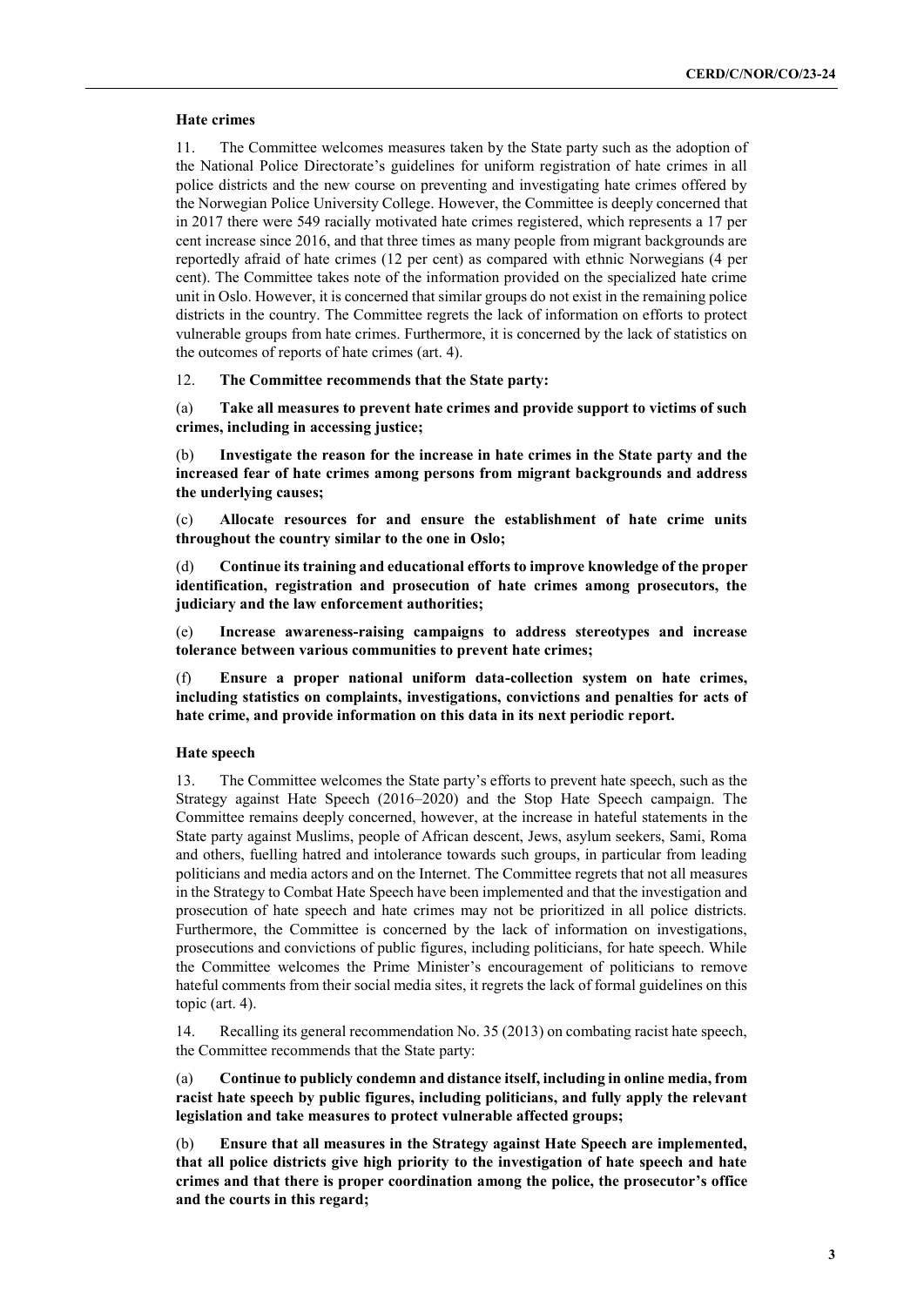### Hate crimes

11. The Committee welcomes measures taken by the State party such as the adoption of the National Police Directorate's guidelines for uniform registration of hate crimes in all police districts and the new course on preventing and investigating hate crimes offered by the Norwegian Police University College. However, the Committee is deeply concerned that in 2017 there were 549 racially motivated hate crimes registered, which represents a 17 per cent increase since 2016, and that three times as many people from migrant backgrounds are reportedly afraid of hate crimes (12 per cent) as compared with ethnic Norwegians (4 per cent). The Committee takes note of the information provided on the specialized hate crime unit in Oslo. However, it is concerned that similar groups do not exist in the remaining police districts in the country. The Committee regrets the lack of information on efforts to protect vulnerable groups from hate crimes. Furthermore, it is concerned by the lack of statistics on the outcomes of reports of hate crimes (art. 4).

12. **The Committee recommends that the State party:**

(a) **Take all measures to prevent hate crimes and provide support to victims of such crimes, including in accessing justice;**

(b) **Investigate the reason for the increase in hate crimes in the State party and the increased fear of hate crimes among persons from migrant backgrounds and address the underlying causes;**

(c) **Allocate resources for and ensure the establishment of hate crime units throughout the country similar to the one in Oslo;**

(d) **Continue its training and educational efforts to improve knowledge of the proper identification, registration and prosecution of hate crimes among prosecutors, the judiciary and the law enforcement authorities;**

(e) **Increase awareness-raising campaigns to address stereotypes and increase tolerance between various communities to prevent hate crimes;**

(f) **Ensure a proper national uniform data-collection system on hate crimes, including statistics on complaints, investigations, convictions and penalties for acts of hate crime, and provide information on this data in its next periodic report.**

### Hate speech

13. The Committee welcomes the State party's efforts to prevent hate speech, such as the Strategy against Hate Speech (2016–2020) and the Stop Hate Speech campaign. The Committee remains deeply concerned, however, at the increase in hateful statements in the State party against Muslims, people of African descent, Jews, asylum seekers, Sami, Roma and others, fuelling hatred and intolerance towards such groups, in particular from leading politicians and media actors and on the Internet. The Committee regrets that not all measures in the Strategy to Combat Hate Speech have been implemented and that the investigation and prosecution of hate speech and hate crimes may not be prioritized in all police districts. Furthermore, the Committee is concerned by the lack of information on investigations, prosecutions and convictions of public figures, including politicians, for hate speech. While the Committee welcomes the Prime Minister's encouragement of politicians to remove hateful comments from their social media sites, it regrets the lack of formal guidelines on this topic (art. 4).

14. Recalling its general recommendation No. 35 (2013) on combating racist hate speech, the Committee recommends that the State party:

(a) **Continue to publicly condemn and distance itself, including in online media, from racist hate speech by public figures, including politicians, and fully apply the relevant legislation and take measures to protect vulnerable affected groups;**

(b) **Ensure that all measures in the Strategy against Hate Speech are implemented, that all police districts give high priority to the investigation of hate speech and hate crimes and that there is proper coordination among the police, the prosecutor's office and the courts in this regard;**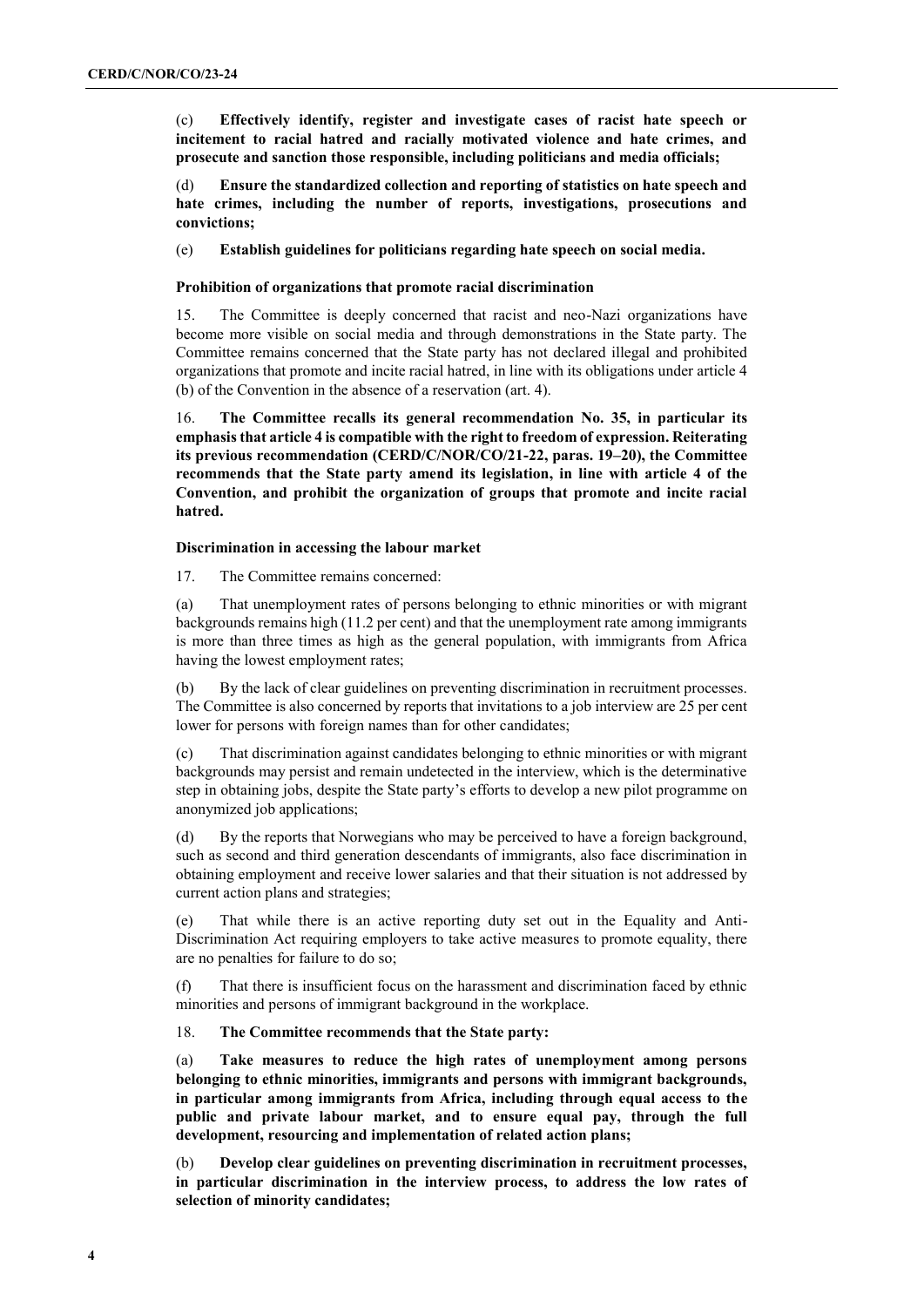(c) **Effectively identify, register and investigate cases of racist hate speech or incitement to racial hatred and racially motivated violence and hate crimes, and prosecute and sanction those responsible, including politicians and media officials;**

(d) **Ensure the standardized collection and reporting of statistics on hate speech and hate crimes, including the number of reports, investigations, prosecutions and convictions;**

(e) **Establish guidelines for politicians regarding hate speech on social media.**

### Prohibition of organizations that promote racial discrimination

15. The Committee is deeply concerned that racist and neo-Nazi organizations have become more visible on social media and through demonstrations in the State party. The Committee remains concerned that the State party has not declared illegal and prohibited organizations that promote and incite racial hatred, in line with its obligations under article 4 (b) of the Convention in the absence of a reservation (art. 4).

16. **The Committee recalls its general recommendation No. 35, in particular its emphasis that article 4 is compatible with the right to freedom of expression. Reiterating its previous recommendation (CERD/C/NOR/CO/21-22, paras. 19–20), the Committee recommends that the State party amend its legislation, in line with article 4 of the Convention, and prohibit the organization of groups that promote and incite racial hatred.**

### Discrimination in accessing the labour market

17. The Committee remains concerned:

(a) That unemployment rates of persons belonging to ethnic minorities or with migrant backgrounds remains high (11.2 per cent) and that the unemployment rate among immigrants is more than three times as high as the general population, with immigrants from Africa having the lowest employment rates;

(b) By the lack of clear guidelines on preventing discrimination in recruitment processes. The Committee is also concerned by reports that invitations to a job interview are 25 per cent lower for persons with foreign names than for other candidates;

(c) That discrimination against candidates belonging to ethnic minorities or with migrant backgrounds may persist and remain undetected in the interview, which is the determinative step in obtaining jobs, despite the State party's efforts to develop a new pilot programme on anonymized job applications;

(d) By the reports that Norwegians who may be perceived to have a foreign background, such as second and third generation descendants of immigrants, also face discrimination in obtaining employment and receive lower salaries and that their situation is not addressed by current action plans and strategies;

(e) That while there is an active reporting duty set out in the Equality and Anti-Discrimination Act requiring employers to take active measures to promote equality, there are no penalties for failure to do so;

(f) That there is insufficient focus on the harassment and discrimination faced by ethnic minorities and persons of immigrant background in the workplace.

18. **The Committee recommends that the State party:**

(a) **Take measures to reduce the high rates of unemployment among persons belonging to ethnic minorities, immigrants and persons with immigrant backgrounds, in particular among immigrants from Africa, including through equal access to the public and private labour market, and to ensure equal pay, through the full development, resourcing and implementation of related action plans;**

(b) **Develop clear guidelines on preventing discrimination in recruitment processes, in particular discrimination in the interview process, to address the low rates of selection of minority candidates;**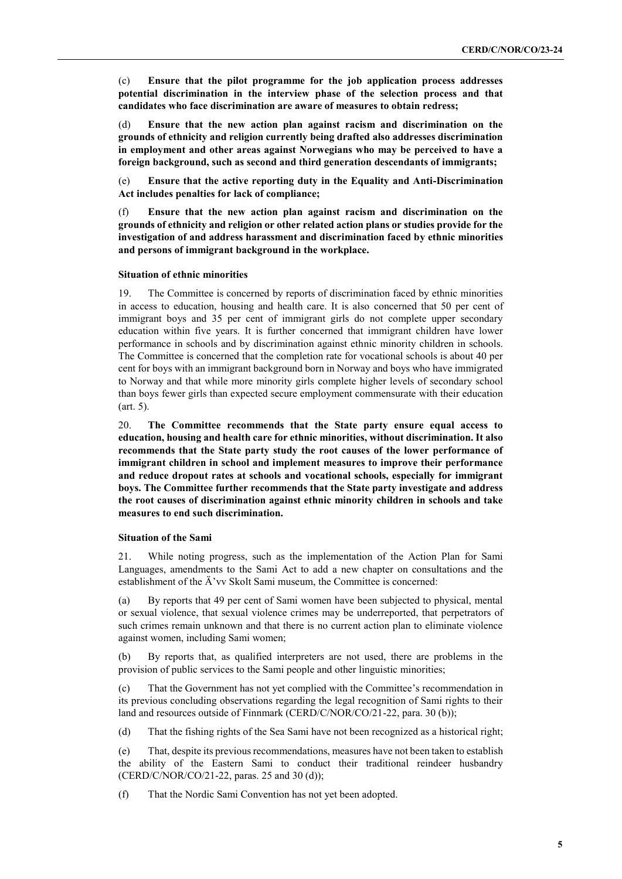(c) **Ensure that the pilot programme for the job application process addresses potential discrimination in the interview phase of the selection process and that candidates who face discrimination are aware of measures to obtain redress;**

(d) **Ensure that the new action plan against racism and discrimination on the grounds of ethnicity and religion currently being drafted also addresses discrimination in employment and other areas against Norwegians who may be perceived to have a foreign background, such as second and third generation descendants of immigrants;**

(e) **Ensure that the active reporting duty in the Equality and Anti-Discrimination Act includes penalties for lack of compliance;**

(f) **Ensure that the new action plan against racism and discrimination on the grounds of ethnicity and religion or other related action plans or studies provide for the investigation of and address harassment and discrimination faced by ethnic minorities and persons of immigrant background in the workplace.**

### Situation of ethnic minorities

19. The Committee is concerned by reports of discrimination faced by ethnic minorities in access to education, housing and health care. It is also concerned that 50 per cent of immigrant boys and 35 per cent of immigrant girls do not complete upper secondary education within five years. It is further concerned that immigrant children have lower performance in schools and by discrimination against ethnic minority children in schools. The Committee is concerned that the completion rate for vocational schools is about 40 per cent for boys with an immigrant background born in Norway and boys who have immigrated to Norway and that while more minority girls complete higher levels of secondary school than boys fewer girls than expected secure employment commensurate with their education (art. 5).

20. **The Committee recommends that the State party ensure equal access to education, housing and health care for ethnic minorities, without discrimination. It also recommends that the State party study the root causes of the lower performance of immigrant children in school and implement measures to improve their performance and reduce dropout rates at schools and vocational schools, especially for immigrant boys. The Committee further recommends that the State party investigate and address the root causes of discrimination against ethnic minority children in schools and take measures to end such discrimination.**

### Situation of the Sami

21. While noting progress, such as the implementation of the Action Plan for Sami Languages, amendments to the Sami Act to add a new chapter on consultations and the establishment of the Ä'vv Skolt Sami museum, the Committee is concerned:

(a) By reports that 49 per cent of Sami women have been subjected to physical, mental or sexual violence, that sexual violence crimes may be underreported, that perpetrators of such crimes remain unknown and that there is no current action plan to eliminate violence against women, including Sami women;

(b) By reports that, as qualified interpreters are not used, there are problems in the provision of public services to the Sami people and other linguistic minorities;

(c) That the Government has not yet complied with the Committee's recommendation in its previous concluding observations regarding the legal recognition of Sami rights to their land and resources outside of Finnmark (CERD/C/NOR/CO/21-22, para. 30 (b));

(d) That the fishing rights of the Sea Sami have not been recognized as a historical right;

(e) That, despite its previous recommendations, measures have not been taken to establish the ability of the Eastern Sami to conduct their traditional reindeer husbandry (CERD/C/NOR/CO/21-22, paras. 25 and 30 (d));

(f) That the Nordic Sami Convention has not yet been adopted.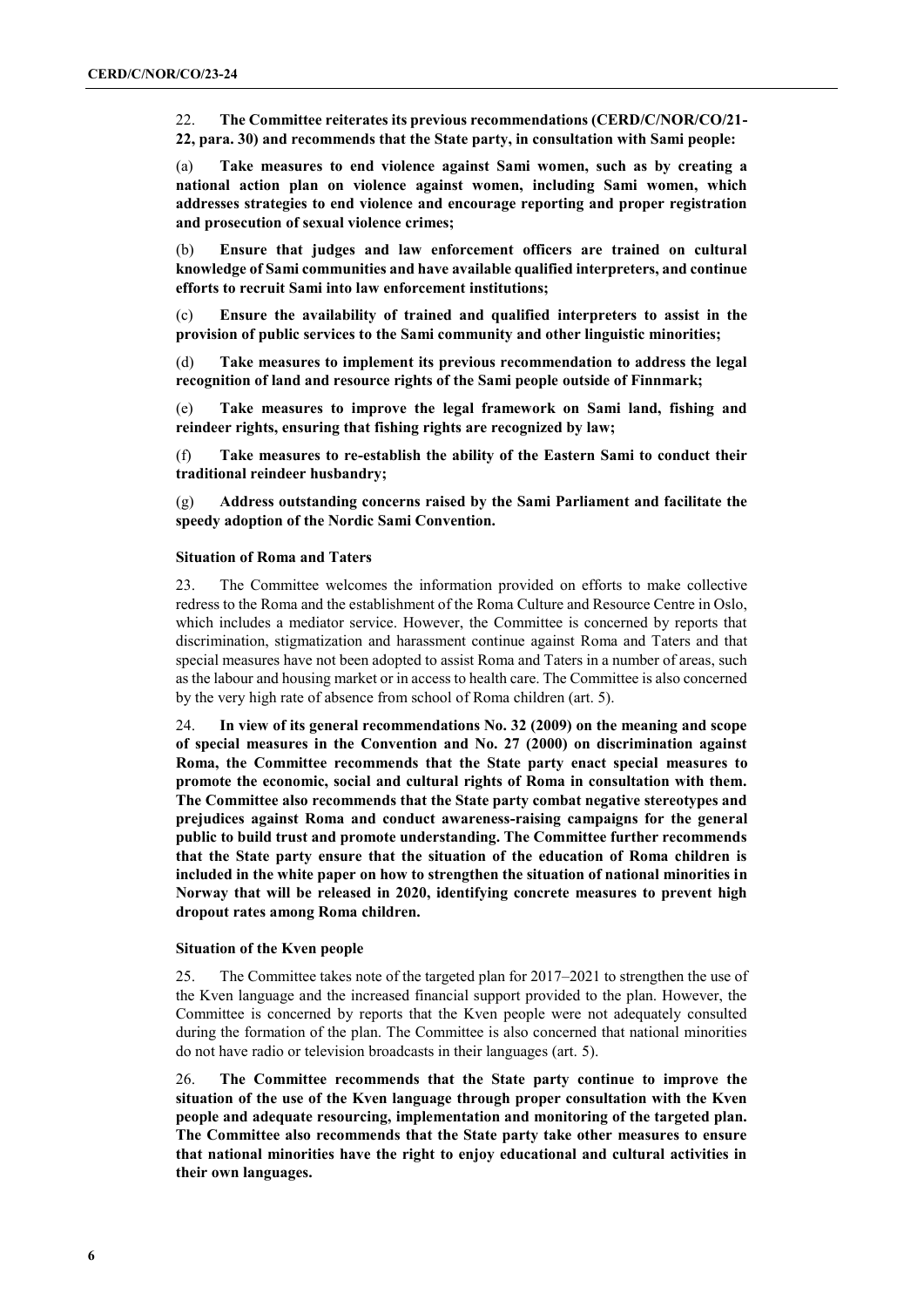22. **The Committee reiterates its previous recommendations (CERD/C/NOR/CO/21-22, para. 30) and recommends that the State party, in consultation with Sami people:**

(a) **Take measures to end violence against Sami women, such as by creating a national action plan on violence against women, including Sami women, which addresses strategies to end violence and encourage reporting and proper registration and prosecution of sexual violence crimes;**

(b) **Ensure that judges and law enforcement officers are trained on cultural knowledge of Sami communities and have available qualified interpreters, and continue efforts to recruit Sami into law enforcement institutions;**

(c) **Ensure the availability of trained and qualified interpreters to assist in the provision of public services to the Sami community and other linguistic minorities;**

(d) **Take measures to implement its previous recommendation to address the legal recognition of land and resource rights of the Sami people outside of Finnmark;**

(e) **Take measures to improve the legal framework on Sami land, fishing and reindeer rights, ensuring that fishing rights are recognized by law;**

(f) **Take measures to re-establish the ability of the Eastern Sami to conduct their traditional reindeer husbandry;**

(g) **Address outstanding concerns raised by the Sami Parliament and facilitate the speedy adoption of the Nordic Sami Convention.**

### Situation of Roma and Taters

23. The Committee welcomes the information provided on efforts to make collective redress to the Roma and the establishment of the Roma Culture and Resource Centre in Oslo, which includes a mediator service. However, the Committee is concerned by reports that discrimination, stigmatization and harassment continue against Roma and Taters and that special measures have not been adopted to assist Roma and Taters in a number of areas, such as the labour and housing market or in access to health care. The Committee is also concerned by the very high rate of absence from school of Roma children (art. 5).

24. **In view of its general recommendations No. 32 (2009) on the meaning and scope of special measures in the Convention and No. 27 (2000) on discrimination against Roma, the Committee recommends that the State party enact special measures to promote the economic, social and cultural rights of Roma in consultation with them. The Committee also recommends that the State party combat negative stereotypes and prejudices against Roma and conduct awareness-raising campaigns for the general public to build trust and promote understanding. The Committee further recommends that the State party ensure that the situation of the education of Roma children is included in the white paper on how to strengthen the situation of national minorities in Norway that will be released in 2020, identifying concrete measures to prevent high dropout rates among Roma children.**

### Situation of the Kven people

25. The Committee takes note of the targeted plan for 2017–2021 to strengthen the use of the Kven language and the increased financial support provided to the plan. However, the Committee is concerned by reports that the Kven people were not adequately consulted during the formation of the plan. The Committee is also concerned that national minorities do not have radio or television broadcasts in their languages (art. 5).

26. **The Committee recommends that the State party continue to improve the situation of the use of the Kven language through proper consultation with the Kven people and adequate resourcing, implementation and monitoring of the targeted plan. The Committee also recommends that the State party take other measures to ensure that national minorities have the right to enjoy educational and cultural activities in their own languages.**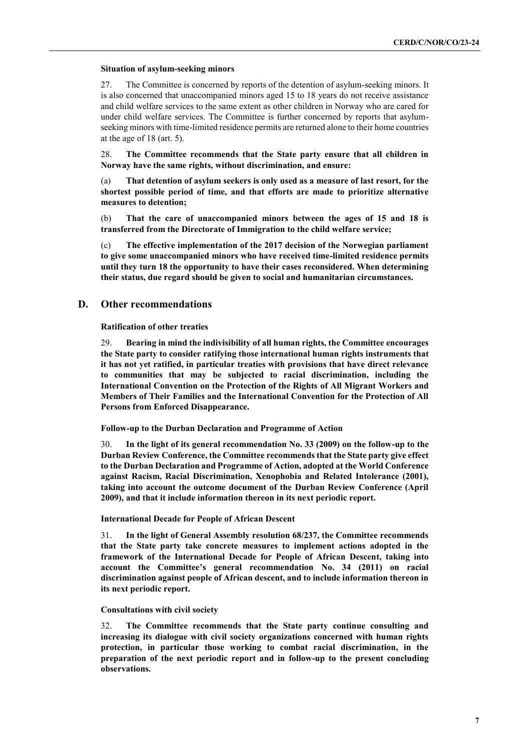**Situation of asylum-seeking minors**

27. The Committee is concerned by reports of the detention of asylum-seeking minors. It is also concerned that unaccompanied minors aged 15 to 18 years do not receive assistance and child welfare services to the same extent as other children in Norway who are cared for under child welfare services. The Committee is further concerned by reports that asylum-seeking minors with time-limited residence permits are returned alone to their home countries at the age of 18 (art. 5).

28. **The Committee recommends that the State party ensure that all children in Norway have the same rights, without discrimination, and ensure:**

(a) **That detention of asylum seekers is only used as a measure of last resort, for the shortest possible period of time, and that efforts are made to prioritize alternative measures to detention;**

(b) **That the care of unaccompanied minors between the ages of 15 and 18 is transferred from the Directorate of Immigration to the child welfare service;**

(c) **The effective implementation of the 2017 decision of the Norwegian parliament to give some unaccompanied minors who have received time-limited residence permits until they turn 18 the opportunity to have their cases reconsidered. When determining their status, due regard should be given to social and humanitarian circumstances.**

## D. Other recommendations

**Ratification of other treaties**

29. **Bearing in mind the indivisibility of all human rights, the Committee encourages the State party to consider ratifying those international human rights instruments that it has not yet ratified, in particular treaties with provisions that have direct relevance to communities that may be subjected to racial discrimination, including the International Convention on the Protection of the Rights of All Migrant Workers and Members of Their Families and the International Convention for the Protection of All Persons from Enforced Disappearance.**

**Follow-up to the Durban Declaration and Programme of Action**

30. **In the light of its general recommendation No. 33 (2009) on the follow-up to the Durban Review Conference, the Committee recommends that the State party give effect to the Durban Declaration and Programme of Action, adopted at the World Conference against Racism, Racial Discrimination, Xenophobia and Related Intolerance (2001), taking into account the outcome document of the Durban Review Conference (April 2009), and that it include information thereon in its next periodic report.**

**International Decade for People of African Descent**

31. **In the light of General Assembly resolution 68/237, the Committee recommends that the State party take concrete measures to implement actions adopted in the framework of the International Decade for People of African Descent, taking into account the Committee's general recommendation No. 34 (2011) on racial discrimination against people of African descent, and to include information thereon in its next periodic report.**

**Consultations with civil society**

32. **The Committee recommends that the State party continue consulting and increasing its dialogue with civil society organizations concerned with human rights protection, in particular those working to combat racial discrimination, in the preparation of the next periodic report and in follow-up to the present concluding observations.**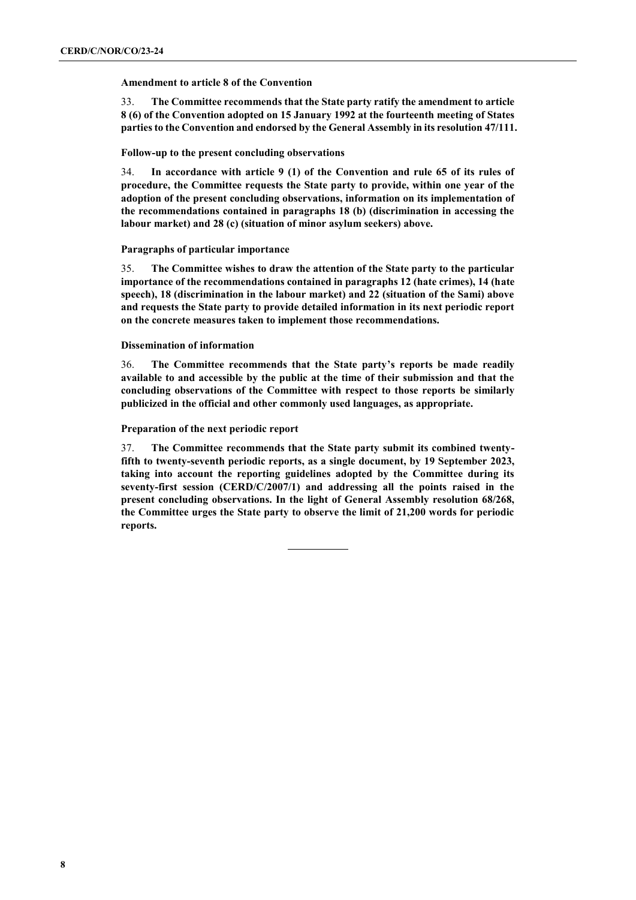**Amendment to article 8 of the Convention**

33. **The Committee recommends that the State party ratify the amendment to article 8 (6) of the Convention adopted on 15 January 1992 at the fourteenth meeting of States parties to the Convention and endorsed by the General Assembly in its resolution 47/111.**

**Follow-up to the present concluding observations**

34. **In accordance with article 9 (1) of the Convention and rule 65 of its rules of procedure, the Committee requests the State party to provide, within one year of the adoption of the present concluding observations, information on its implementation of the recommendations contained in paragraphs 18 (b) (discrimination in accessing the labour market) and 28 (c) (situation of minor asylum seekers) above.**

**Paragraphs of particular importance**

35. **The Committee wishes to draw the attention of the State party to the particular importance of the recommendations contained in paragraphs 12 (hate crimes), 14 (hate speech), 18 (discrimination in the labour market) and 22 (situation of the Sami) above and requests the State party to provide detailed information in its next periodic report on the concrete measures taken to implement those recommendations.**

**Dissemination of information**

36. **The Committee recommends that the State party's reports be made readily available to and accessible by the public at the time of their submission and that the concluding observations of the Committee with respect to those reports be similarly publicized in the official and other commonly used languages, as appropriate.**

**Preparation of the next periodic report**

37. **The Committee recommends that the State party submit its combined twenty-fifth to twenty-seventh periodic reports, as a single document, by 19 September 2023, taking into account the reporting guidelines adopted by the Committee during its seventy-first session (CERD/C/2007/1) and addressing all the points raised in the present concluding observations. In the light of General Assembly resolution 68/268, the Committee urges the State party to observe the limit of 21,200 words for periodic reports.**